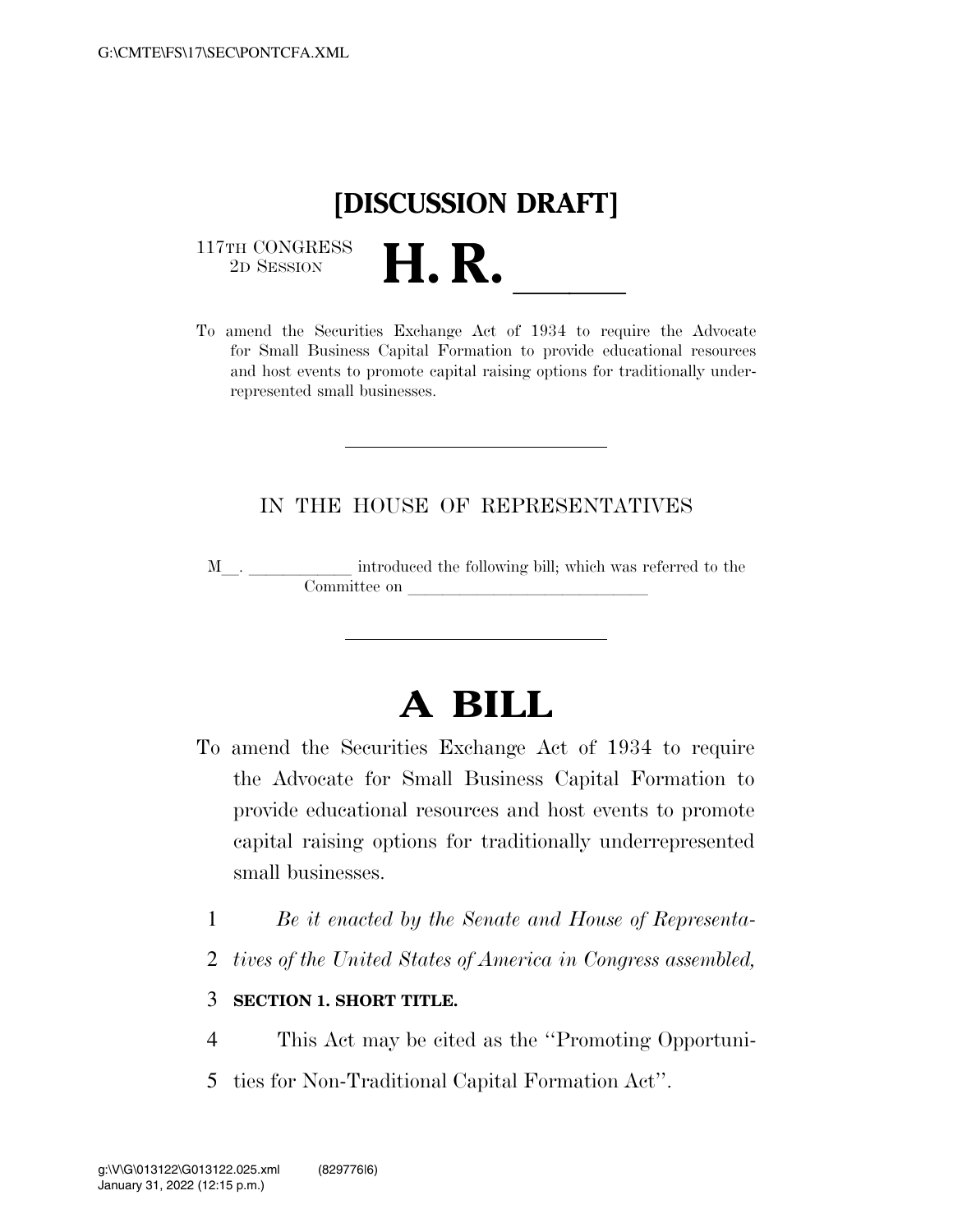G:\CMTE\FS\17\SEC\PONTCFA.XML

# [DISCUSSION DRAFT]

117TH CONGRESS
2D SESSION

# H. R. \_\_\_\_\_

To amend the Securities Exchange Act of 1934 to require the Advocate for Small Business Capital Formation to provide educational resources and host events to promote capital raising options for traditionally underrepresented small businesses.

IN THE HOUSE OF REPRESENTATIVES

M\_\_. \_\_\_\_\_\_\_\_\_\_\_\_ introduced the following bill; which was referred to the Committee on \_\_\_\_\_\_\_\_\_\_\_\_\_\_\_\_\_\_\_\_\_\_\_\_\_\_\_\_

# A BILL

To amend the Securities Exchange Act of 1934 to require the Advocate for Small Business Capital Formation to provide educational resources and host events to promote capital raising options for traditionally underrepresented small businesses.

1 *Be it enacted by the Senate and House of Representa-*
2 *tives of the United States of America in Congress assembled,*

3 **SECTION 1. SHORT TITLE.**

4 This Act may be cited as the "Promoting Opportuni-
5 ties for Non-Traditional Capital Formation Act".

g:\V\G\013122\G013122.025.xml (829776|6)
January 31, 2022 (12:15 p.m.)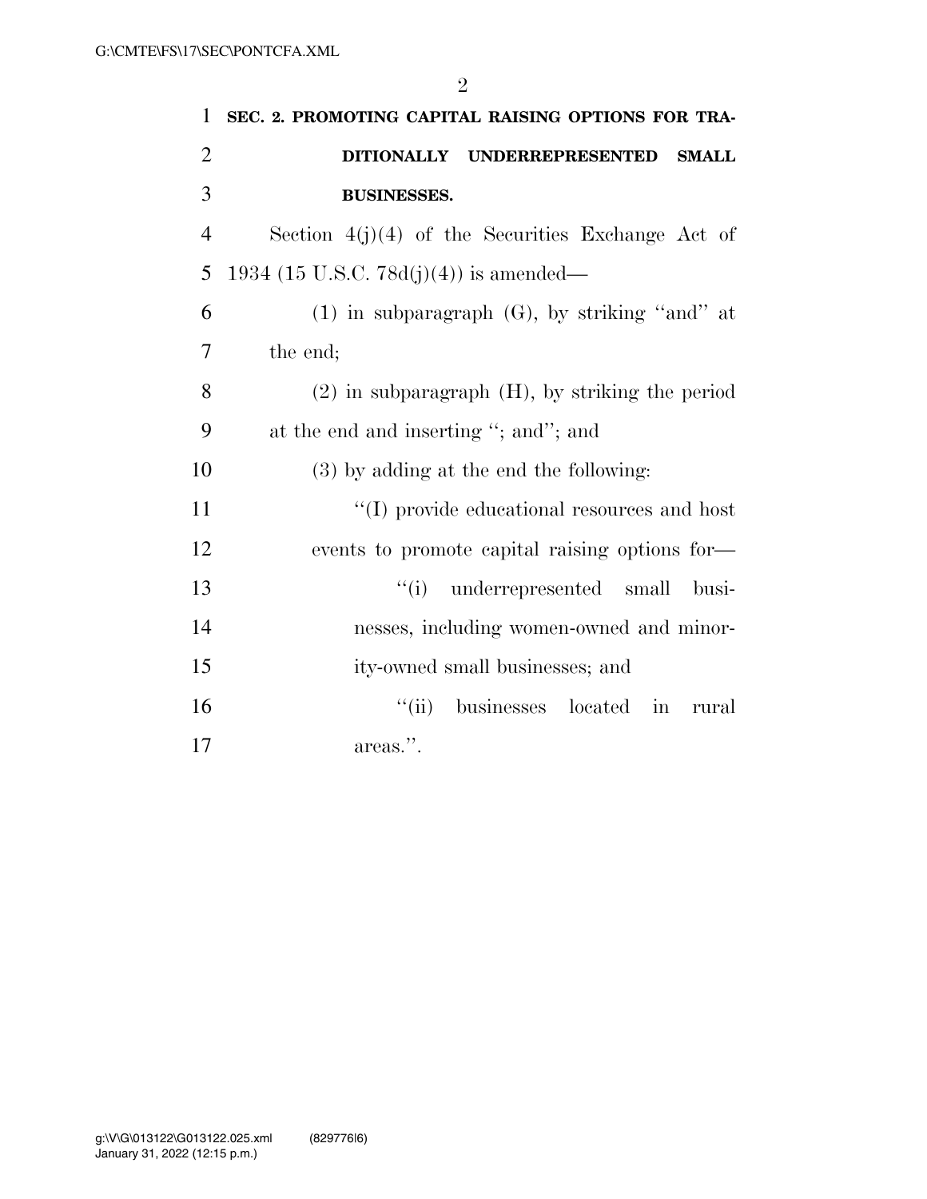**SEC. 2. PROMOTING CAPITAL RAISING OPTIONS FOR TRADITIONALLY UNDERREPRESENTED SMALL BUSINESSES.**

Section 4(j)(4) of the Securities Exchange Act of 1934 (15 U.S.C. 78d(j)(4)) is amended—

(1) in subparagraph (G), by striking ''and'' at the end;

(2) in subparagraph (H), by striking the period at the end and inserting ''; and''; and

(3) by adding at the end the following:

''(I) provide educational resources and host events to promote capital raising options for—

''(i) underrepresented small businesses, including women-owned and minority-owned small businesses; and

''(ii) businesses located in rural areas.''.